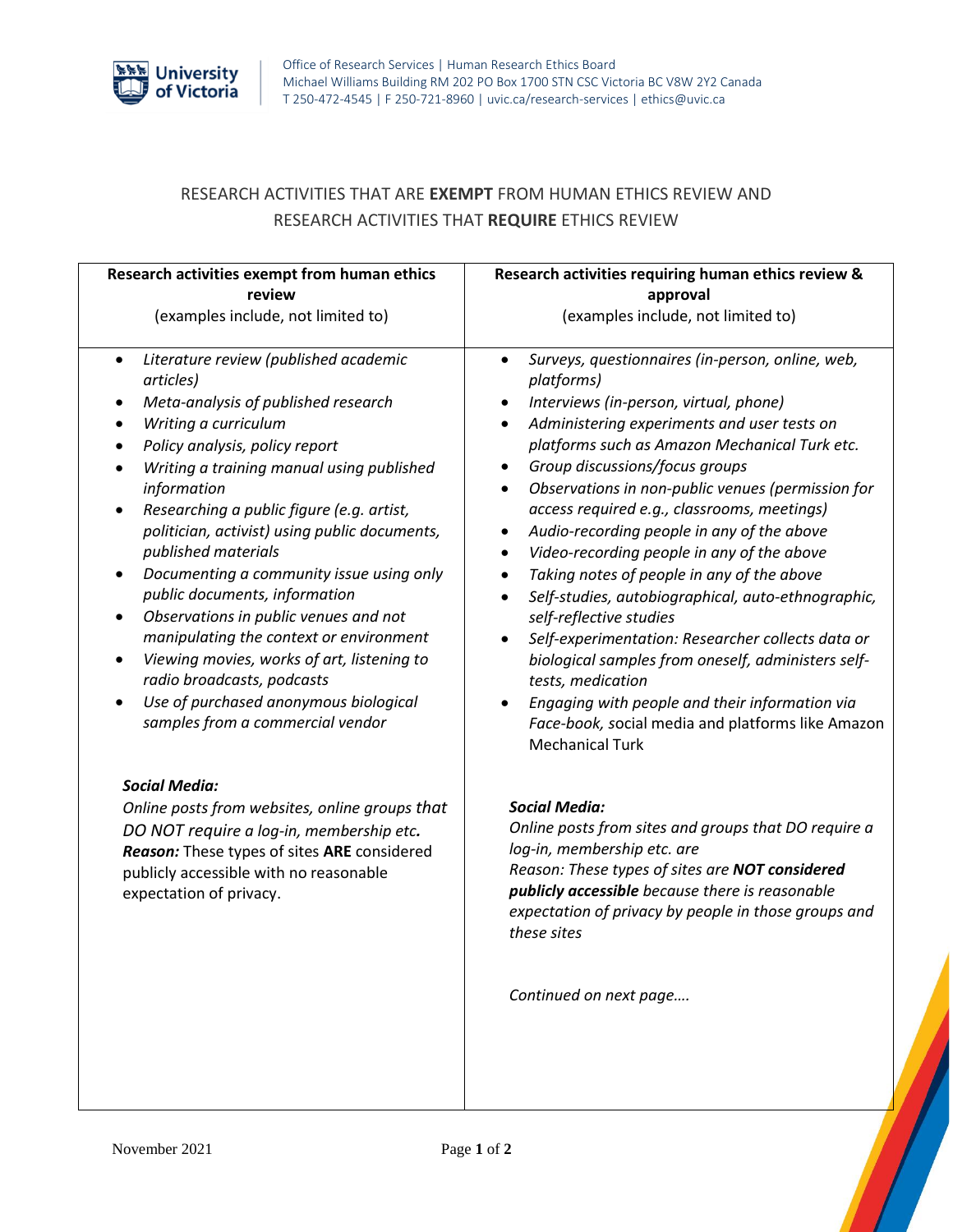Office of Research Services | Human Research Ethics Board
Michael Williams Building RM 202 PO Box 1700 STN CSC Victoria BC V8W 2Y2 Canada
T 250-472-4545 | F 250-721-8960 | uvic.ca/research-services | ethics@uvic.ca

# RESEARCH ACTIVITIES THAT ARE **EXEMPT** FROM HUMAN ETHICS REVIEW AND RESEARCH ACTIVITIES THAT **REQUIRE** ETHICS REVIEW

| **Research activities exempt from human ethics review** (examples include, not limited to) | **Research activities requiring human ethics review & approval** (examples include, not limited to) |
|---|---|
| • *Literature review (published academic articles)*<br>• *Meta-analysis of published research*<br>• *Writing a curriculum*<br>• *Policy analysis, policy report*<br>• *Writing a training manual using published information*<br>• *Researching a public figure (e.g. artist, politician, activist) using public documents, published materials*<br>• *Documenting a community issue using only public documents, information*<br>• *Observations in public venues and not manipulating the context or environment*<br>• *Viewing movies, works of art, listening to radio broadcasts, podcasts*<br>• *Use of purchased anonymous biological samples from a commercial vendor* | • *Surveys, questionnaires (in-person, online, web, platforms)*<br>• *Interviews (in-person, virtual, phone)*<br>• *Administering experiments and user tests on platforms such as Amazon Mechanical Turk etc.*<br>• *Group discussions/focus groups*<br>• *Observations in non-public venues (permission for access required e.g., classrooms, meetings)*<br>• *Audio-recording people in any of the above*<br>• *Video-recording people in any of the above*<br>• *Taking notes of people in any of the above*<br>• *Self-studies, autobiographical, auto-ethnographic, self-reflective studies*<br>• *Self-experimentation: Researcher collects data or biological samples from oneself, administers self-tests, medication*<br>• *Engaging with people and their information via Face-book,* social media and platforms like Amazon Mechanical Turk |
| ***Social Media:***<br>*Online posts from websites, online groups that DO NOT require a log-in, membership etc**.***<br>***Reason:*** These types of sites **ARE** considered publicly accessible with no reasonable expectation of privacy. | ***Social Media:***<br>*Online posts from sites and groups that DO require a log-in, membership etc. are*<br>*Reason: These types of sites are **NOT considered publicly accessible** because there is reasonable expectation of privacy by people in those groups and these sites*<br><br>*Continued on next page….* |

November 2021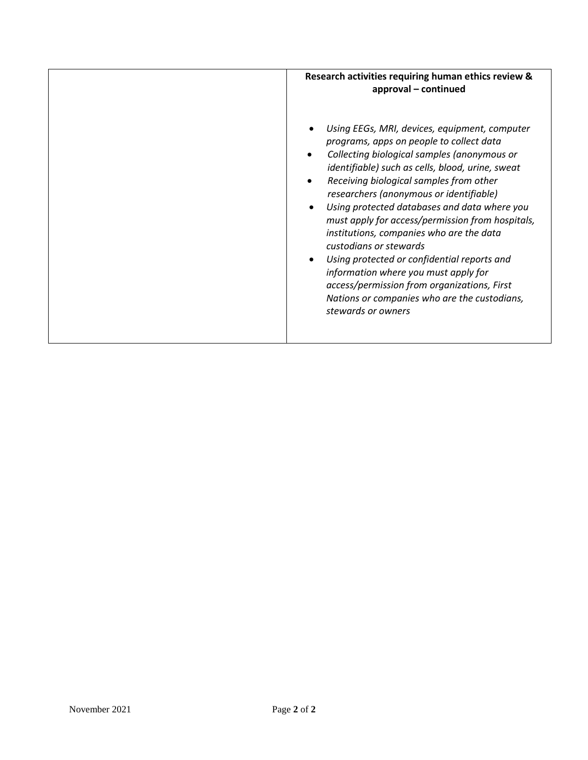| | **Research activities requiring human ethics review & approval – continued**<br><br>• *Using EEGs, MRI, devices, equipment, computer programs, apps on people to collect data*<br>• *Collecting biological samples (anonymous or identifiable) such as cells, blood, urine, sweat*<br>• *Receiving biological samples from other researchers (anonymous or identifiable)*<br>• *Using protected databases and data where you must apply for access/permission from hospitals, institutions, companies who are the data custodians or stewards*<br>• *Using protected or confidential reports and information where you must apply for access/permission from organizations, First Nations or companies who are the custodians, stewards or owners* |
|---|---|

November 2021